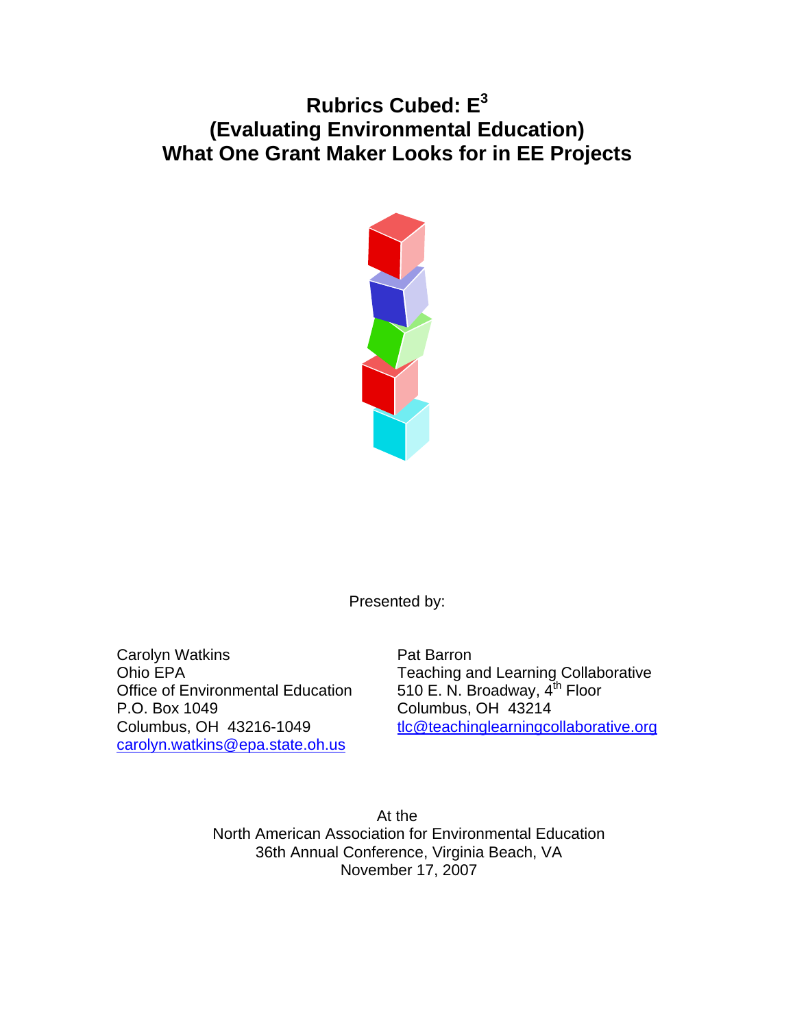# Rubrics Cubed: E$^3$
# (Evaluating Environmental Education)
# What One Grant Maker Looks for in EE Projects

Presented by:

Carolyn Watkins
Ohio EPA
Office of Environmental Education
P.O. Box 1049
Columbus, OH 43216-1049
carolyn.watkins@epa.state.oh.us

Pat Barron
Teaching and Learning Collaborative
510 E. N. Broadway, 4th Floor
Columbus, OH 43214
tlc@teachinglearningcollaborative.org

At the
North American Association for Environmental Education
36th Annual Conference, Virginia Beach, VA
November 17, 2007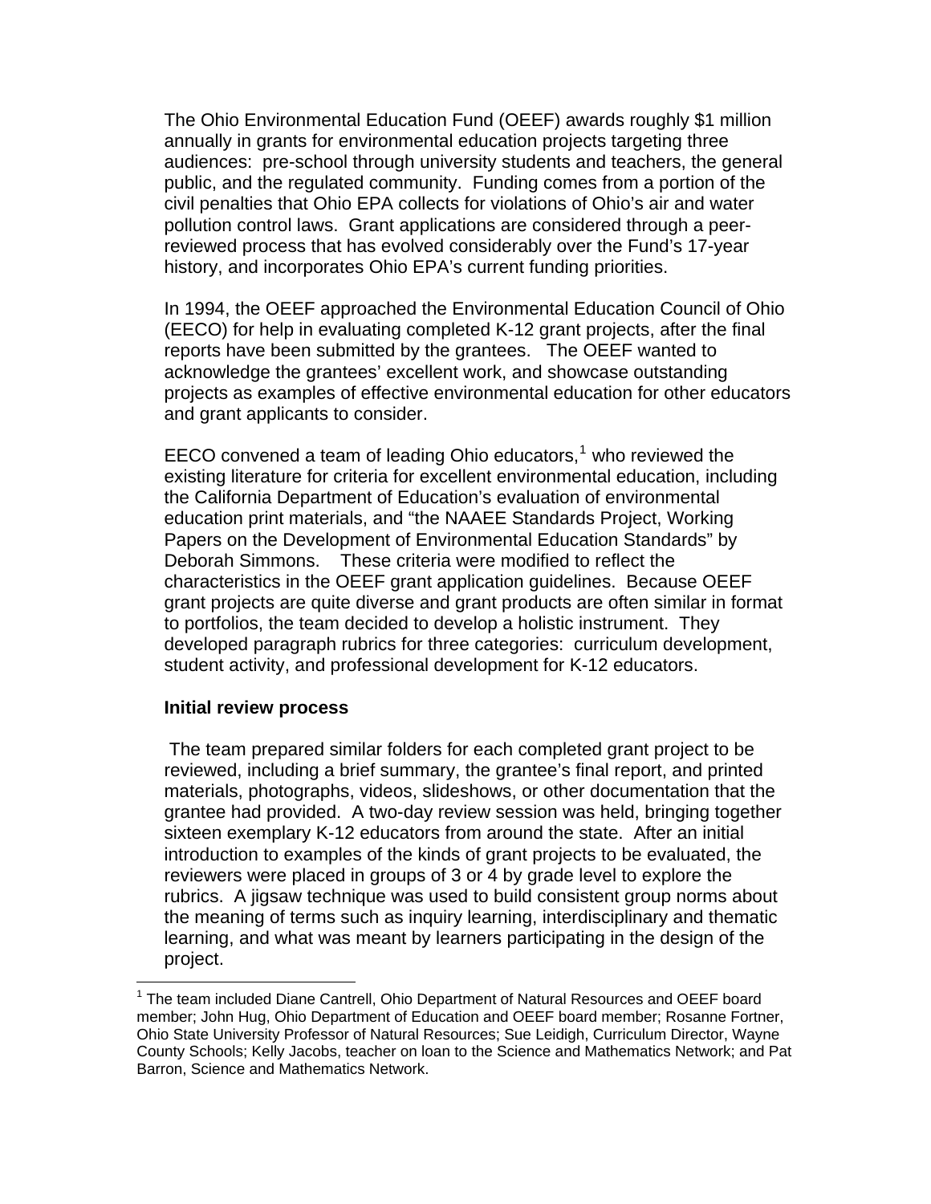The Ohio Environmental Education Fund (OEEF) awards roughly $1 million annually in grants for environmental education projects targeting three audiences: pre-school through university students and teachers, the general public, and the regulated community. Funding comes from a portion of the civil penalties that Ohio EPA collects for violations of Ohio's air and water pollution control laws. Grant applications are considered through a peer-reviewed process that has evolved considerably over the Fund's 17-year history, and incorporates Ohio EPA's current funding priorities.

In 1994, the OEEF approached the Environmental Education Council of Ohio (EECO) for help in evaluating completed K-12 grant projects, after the final reports have been submitted by the grantees. The OEEF wanted to acknowledge the grantees' excellent work, and showcase outstanding projects as examples of effective environmental education for other educators and grant applicants to consider.

EECO convened a team of leading Ohio educators,[1] who reviewed the existing literature for criteria for excellent environmental education, including the California Department of Education's evaluation of environmental education print materials, and "the NAAEE Standards Project, Working Papers on the Development of Environmental Education Standards" by Deborah Simmons. These criteria were modified to reflect the characteristics in the OEEF grant application guidelines. Because OEEF grant projects are quite diverse and grant products are often similar in format to portfolios, the team decided to develop a holistic instrument. They developed paragraph rubrics for three categories: curriculum development, student activity, and professional development for K-12 educators.

**Initial review process**

The team prepared similar folders for each completed grant project to be reviewed, including a brief summary, the grantee's final report, and printed materials, photographs, videos, slideshows, or other documentation that the grantee had provided. A two-day review session was held, bringing together sixteen exemplary K-12 educators from around the state. After an initial introduction to examples of the kinds of grant projects to be evaluated, the reviewers were placed in groups of 3 or 4 by grade level to explore the rubrics. A jigsaw technique was used to build consistent group norms about the meaning of terms such as inquiry learning, interdisciplinary and thematic learning, and what was meant by learners participating in the design of the project.

---

[1] The team included Diane Cantrell, Ohio Department of Natural Resources and OEEF board member; John Hug, Ohio Department of Education and OEEF board member; Rosanne Fortner, Ohio State University Professor of Natural Resources; Sue Leidigh, Curriculum Director, Wayne County Schools; Kelly Jacobs, teacher on loan to the Science and Mathematics Network; and Pat Barron, Science and Mathematics Network.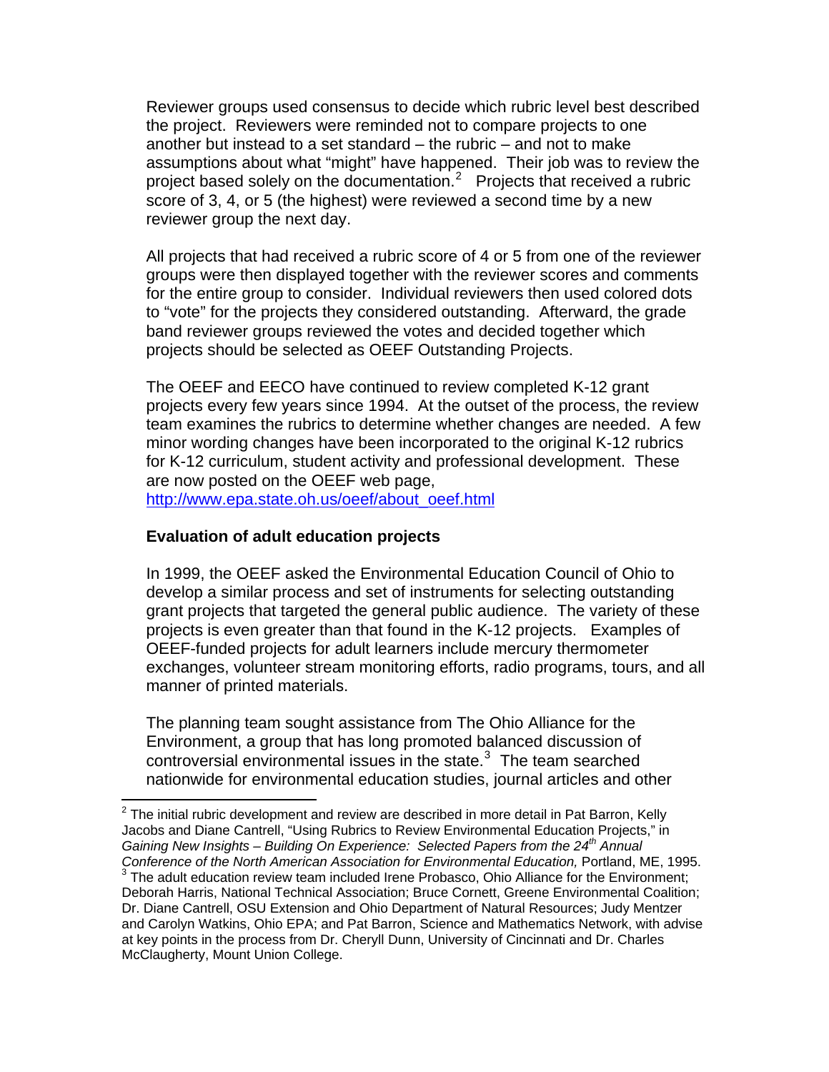Reviewer groups used consensus to decide which rubric level best described the project. Reviewers were reminded not to compare projects to one another but instead to a set standard – the rubric – and not to make assumptions about what "might" have happened. Their job was to review the project based solely on the documentation.[2] Projects that received a rubric score of 3, 4, or 5 (the highest) were reviewed a second time by a new reviewer group the next day.

All projects that had received a rubric score of 4 or 5 from one of the reviewer groups were then displayed together with the reviewer scores and comments for the entire group to consider. Individual reviewers then used colored dots to "vote" for the projects they considered outstanding. Afterward, the grade band reviewer groups reviewed the votes and decided together which projects should be selected as OEEF Outstanding Projects.

The OEEF and EECO have continued to review completed K-12 grant projects every few years since 1994. At the outset of the process, the review team examines the rubrics to determine whether changes are needed. A few minor wording changes have been incorporated to the original K-12 rubrics for K-12 curriculum, student activity and professional development. These are now posted on the OEEF web page, http://www.epa.state.oh.us/oeef/about_oeef.html

**Evaluation of adult education projects**

In 1999, the OEEF asked the Environmental Education Council of Ohio to develop a similar process and set of instruments for selecting outstanding grant projects that targeted the general public audience. The variety of these projects is even greater than that found in the K-12 projects. Examples of OEEF-funded projects for adult learners include mercury thermometer exchanges, volunteer stream monitoring efforts, radio programs, tours, and all manner of printed materials.

The planning team sought assistance from The Ohio Alliance for the Environment, a group that has long promoted balanced discussion of controversial environmental issues in the state.[3] The team searched nationwide for environmental education studies, journal articles and other

---

[2] The initial rubric development and review are described in more detail in Pat Barron, Kelly Jacobs and Diane Cantrell, "Using Rubrics to Review Environmental Education Projects," in *Gaining New Insights – Building On Experience: Selected Papers from the 24th Annual Conference of the North American Association for Environmental Education,* Portland, ME, 1995.

[3] The adult education review team included Irene Probasco, Ohio Alliance for the Environment; Deborah Harris, National Technical Association; Bruce Cornett, Greene Environmental Coalition; Dr. Diane Cantrell, OSU Extension and Ohio Department of Natural Resources; Judy Mentzer and Carolyn Watkins, Ohio EPA; and Pat Barron, Science and Mathematics Network, with advise at key points in the process from Dr. Cheryll Dunn, University of Cincinnati and Dr. Charles McClaugherty, Mount Union College.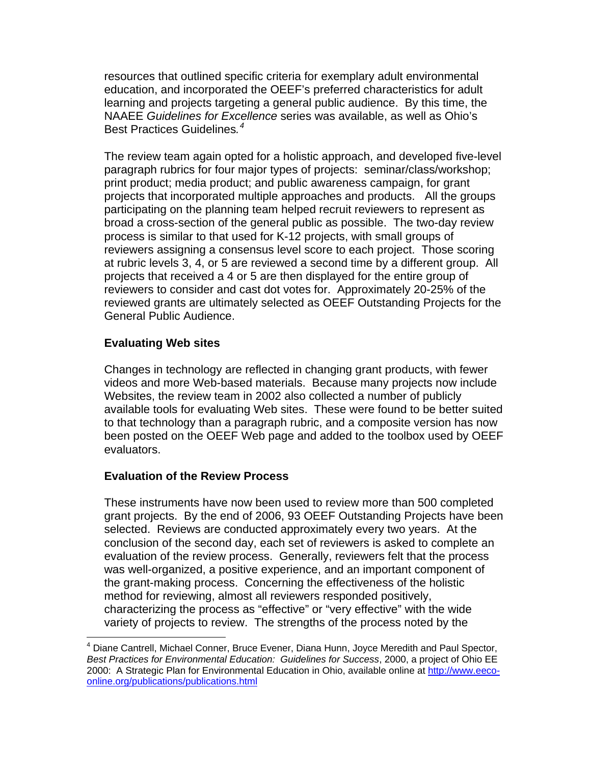resources that outlined specific criteria for exemplary adult environmental education, and incorporated the OEEF's preferred characteristics for adult learning and projects targeting a general public audience. By this time, the NAAEE *Guidelines for Excellence* series was available, as well as Ohio's Best Practices Guidelines.[4]

The review team again opted for a holistic approach, and developed five-level paragraph rubrics for four major types of projects: seminar/class/workshop; print product; media product; and public awareness campaign, for grant projects that incorporated multiple approaches and products. All the groups participating on the planning team helped recruit reviewers to represent as broad a cross-section of the general public as possible. The two-day review process is similar to that used for K-12 projects, with small groups of reviewers assigning a consensus level score to each project. Those scoring at rubric levels 3, 4, or 5 are reviewed a second time by a different group. All projects that received a 4 or 5 are then displayed for the entire group of reviewers to consider and cast dot votes for. Approximately 20-25% of the reviewed grants are ultimately selected as OEEF Outstanding Projects for the General Public Audience.

### Evaluating Web sites

Changes in technology are reflected in changing grant products, with fewer videos and more Web-based materials. Because many projects now include Websites, the review team in 2002 also collected a number of publicly available tools for evaluating Web sites. These were found to be better suited to that technology than a paragraph rubric, and a composite version has now been posted on the OEEF Web page and added to the toolbox used by OEEF evaluators.

### Evaluation of the Review Process

These instruments have now been used to review more than 500 completed grant projects. By the end of 2006, 93 OEEF Outstanding Projects have been selected. Reviews are conducted approximately every two years. At the conclusion of the second day, each set of reviewers is asked to complete an evaluation of the review process. Generally, reviewers felt that the process was well-organized, a positive experience, and an important component of the grant-making process. Concerning the effectiveness of the holistic method for reviewing, almost all reviewers responded positively, characterizing the process as "effective" or "very effective" with the wide variety of projects to review. The strengths of the process noted by the

---

[4] Diane Cantrell, Michael Conner, Bruce Evener, Diana Hunn, Joyce Meredith and Paul Spector, *Best Practices for Environmental Education: Guidelines for Success*, 2000, a project of Ohio EE 2000: A Strategic Plan for Environmental Education in Ohio, available online at http://www.eeco-online.org/publications/publications.html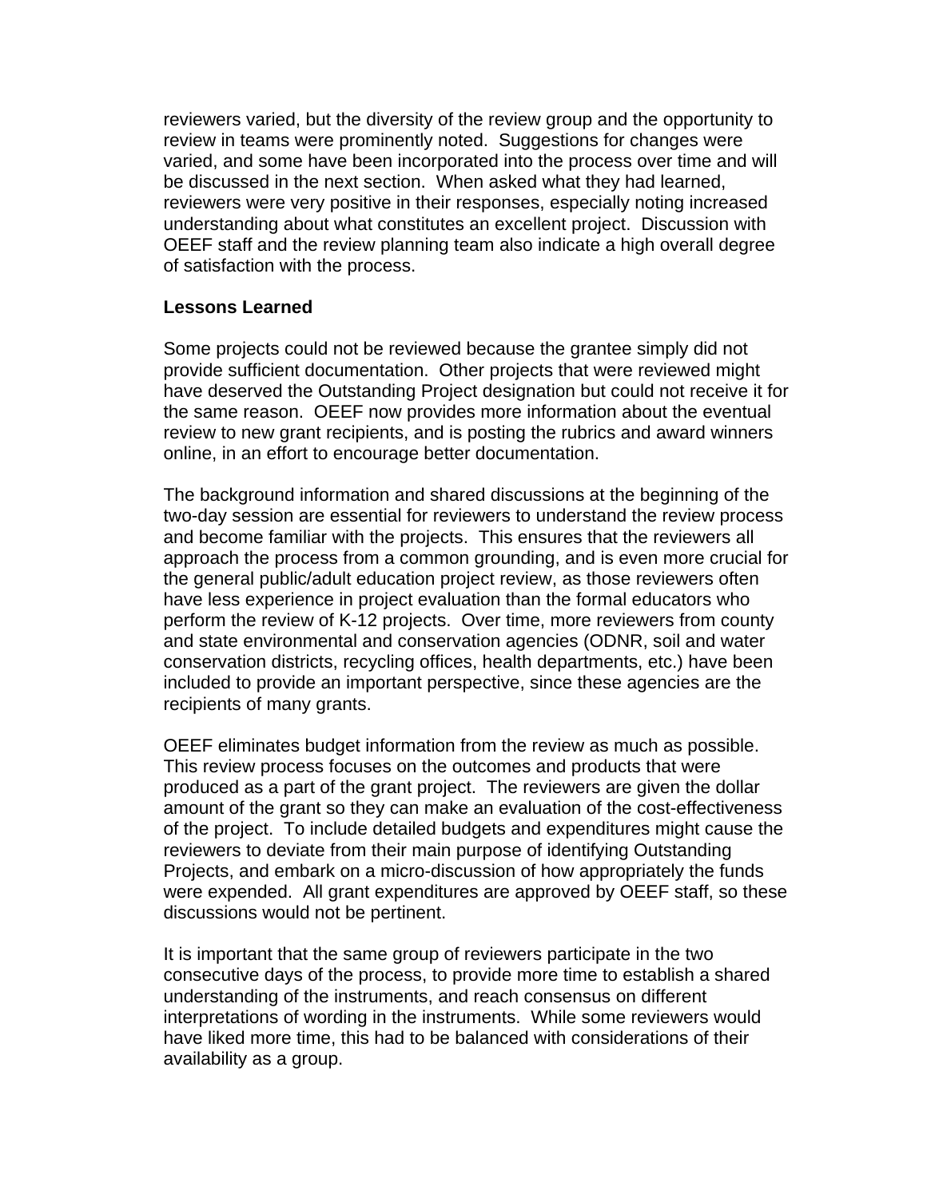reviewers varied, but the diversity of the review group and the opportunity to review in teams were prominently noted. Suggestions for changes were varied, and some have been incorporated into the process over time and will be discussed in the next section. When asked what they had learned, reviewers were very positive in their responses, especially noting increased understanding about what constitutes an excellent project. Discussion with OEEF staff and the review planning team also indicate a high overall degree of satisfaction with the process.

**Lessons Learned**

Some projects could not be reviewed because the grantee simply did not provide sufficient documentation. Other projects that were reviewed might have deserved the Outstanding Project designation but could not receive it for the same reason. OEEF now provides more information about the eventual review to new grant recipients, and is posting the rubrics and award winners online, in an effort to encourage better documentation.

The background information and shared discussions at the beginning of the two-day session are essential for reviewers to understand the review process and become familiar with the projects. This ensures that the reviewers all approach the process from a common grounding, and is even more crucial for the general public/adult education project review, as those reviewers often have less experience in project evaluation than the formal educators who perform the review of K-12 projects. Over time, more reviewers from county and state environmental and conservation agencies (ODNR, soil and water conservation districts, recycling offices, health departments, etc.) have been included to provide an important perspective, since these agencies are the recipients of many grants.

OEEF eliminates budget information from the review as much as possible. This review process focuses on the outcomes and products that were produced as a part of the grant project. The reviewers are given the dollar amount of the grant so they can make an evaluation of the cost-effectiveness of the project. To include detailed budgets and expenditures might cause the reviewers to deviate from their main purpose of identifying Outstanding Projects, and embark on a micro-discussion of how appropriately the funds were expended. All grant expenditures are approved by OEEF staff, so these discussions would not be pertinent.

It is important that the same group of reviewers participate in the two consecutive days of the process, to provide more time to establish a shared understanding of the instruments, and reach consensus on different interpretations of wording in the instruments. While some reviewers would have liked more time, this had to be balanced with considerations of their availability as a group.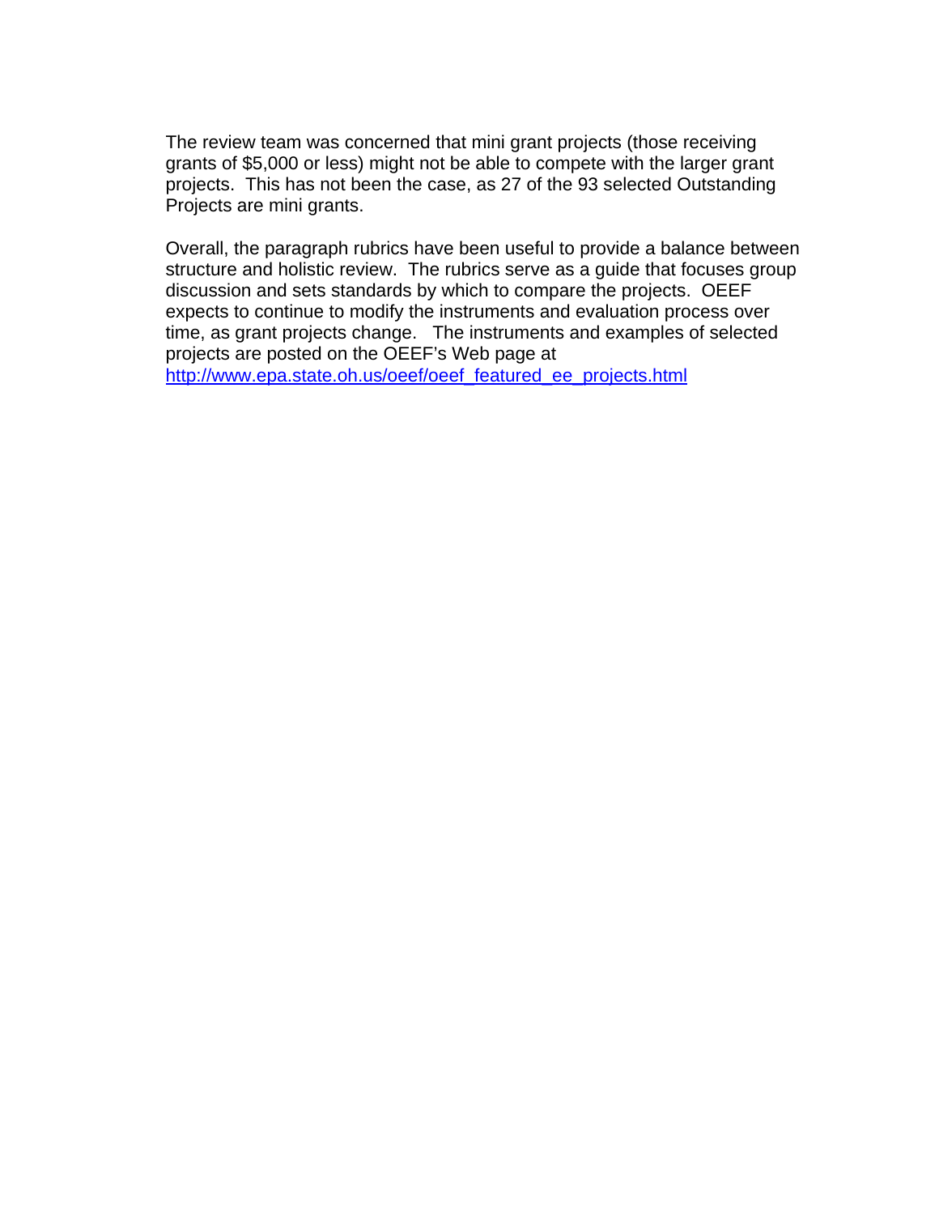The review team was concerned that mini grant projects (those receiving grants of $5,000 or less) might not be able to compete with the larger grant projects. This has not been the case, as 27 of the 93 selected Outstanding Projects are mini grants.

Overall, the paragraph rubrics have been useful to provide a balance between structure and holistic review. The rubrics serve as a guide that focuses group discussion and sets standards by which to compare the projects. OEEF expects to continue to modify the instruments and evaluation process over time, as grant projects change. The instruments and examples of selected projects are posted on the OEEF's Web page at http://www.epa.state.oh.us/oeef/oeef_featured_ee_projects.html